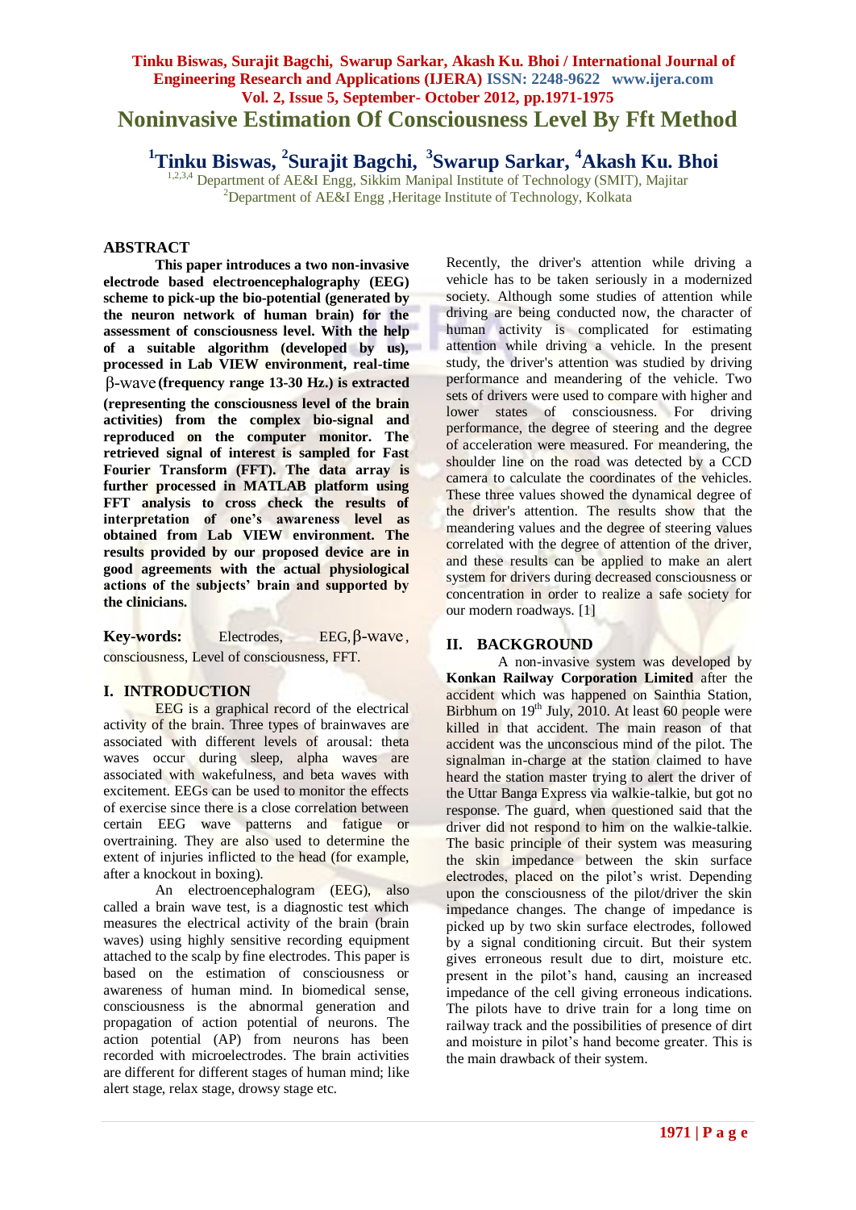# Noninvasive Estimation Of Consciousness Level By Fft Method

**[1]Tinku Biswas, [2]Surajit Bagchi, [3]Swarup Sarkar, [4]Akash Ku. Bhoi**

[1,2,3,4] Department of AE&I Engg, Sikkim Manipal Institute of Technology (SMIT), Majitar
[2]Department of AE&I Engg ,Heritage Institute of Technology, Kolkata

## ABSTRACT

**This paper introduces a two non-invasive electrode based electroencephalography (EEG) scheme to pick-up the bio-potential (generated by the neuron network of human brain) for the assessment of consciousness level. With the help of a suitable algorithm (developed by us), processed in Lab VIEW environment, real-time β-wave (frequency range 13-30 Hz.) is extracted (representing the consciousness level of the brain activities) from the complex bio-signal and reproduced on the computer monitor. The retrieved signal of interest is sampled for Fast Fourier Transform (FFT). The data array is further processed in MATLAB platform using FFT analysis to cross check the results of interpretation of one's awareness level as obtained from Lab VIEW environment. The results provided by our proposed device are in good agreements with the actual physiological actions of the subjects' brain and supported by the clinicians.**

**Key-words:** Electrodes, EEG, β-wave, consciousness, Level of consciousness, FFT.

## I. INTRODUCTION

EEG is a graphical record of the electrical activity of the brain. Three types of brainwaves are associated with different levels of arousal: theta waves occur during sleep, alpha waves are associated with wakefulness, and beta waves with excitement. EEGs can be used to monitor the effects of exercise since there is a close correlation between certain EEG wave patterns and fatigue or overtraining. They are also used to determine the extent of injuries inflicted to the head (for example, after a knockout in boxing).

An electroencephalogram (EEG), also called a brain wave test, is a diagnostic test which measures the electrical activity of the brain (brain waves) using highly sensitive recording equipment attached to the scalp by fine electrodes. This paper is based on the estimation of consciousness or awareness of human mind. In biomedical sense, consciousness is the abnormal generation and propagation of action potential of neurons. The action potential (AP) from neurons has been recorded with microelectrodes. The brain activities are different for different stages of human mind; like alert stage, relax stage, drowsy stage etc.

Recently, the driver's attention while driving a vehicle has to be taken seriously in a modernized society. Although some studies of attention while driving are being conducted now, the character of human activity is complicated for estimating attention while driving a vehicle. In the present study, the driver's attention was studied by driving performance and meandering of the vehicle. Two sets of drivers were used to compare with higher and lower states of consciousness. For driving performance, the degree of steering and the degree of acceleration were measured. For meandering, the shoulder line on the road was detected by a CCD camera to calculate the coordinates of the vehicles. These three values showed the dynamical degree of the driver's attention. The results show that the meandering values and the degree of steering values correlated with the degree of attention of the driver, and these results can be applied to make an alert system for drivers during decreased consciousness or concentration in order to realize a safe society for our modern roadways. [1]

## II. BACKGROUND

A non-invasive system was developed by **Konkan Railway Corporation Limited** after the accident which was happened on Sainthia Station, Birbhum on 19th July, 2010. At least 60 people were killed in that accident. The main reason of that accident was the unconscious mind of the pilot. The signalman in-charge at the station claimed to have heard the station master trying to alert the driver of the Uttar Banga Express via walkie-talkie, but got no response. The guard, when questioned said that the driver did not respond to him on the walkie-talkie. The basic principle of their system was measuring the skin impedance between the skin surface electrodes, placed on the pilot's wrist. Depending upon the consciousness of the pilot/driver the skin impedance changes. The change of impedance is picked up by two skin surface electrodes, followed by a signal conditioning circuit. But their system gives erroneous result due to dirt, moisture etc. present in the pilot's hand, causing an increased impedance of the cell giving erroneous indications. The pilots have to drive train for a long time on railway track and the possibilities of presence of dirt and moisture in pilot's hand become greater. This is the main drawback of their system.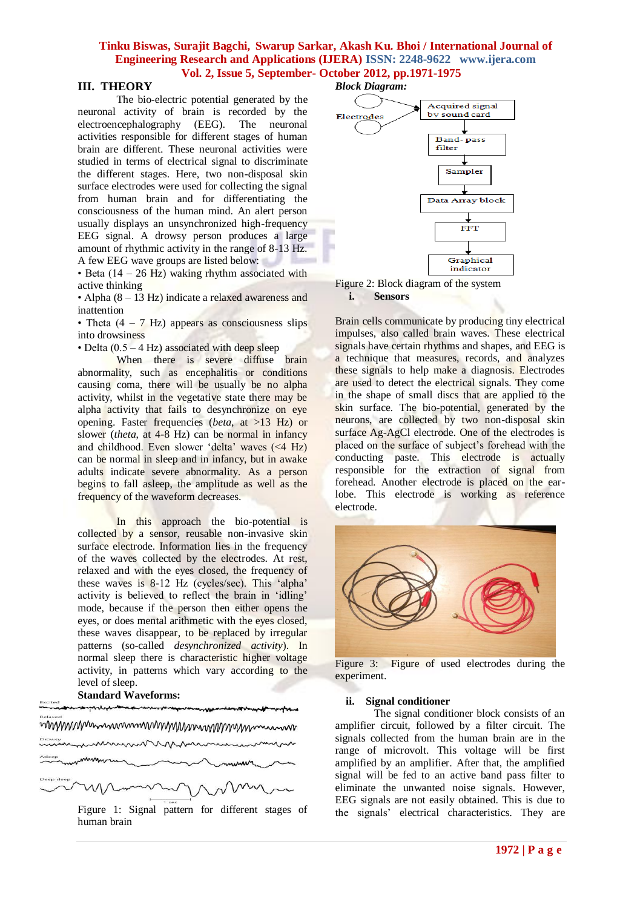## III. THEORY

The bio-electric potential generated by the neuronal activity of brain is recorded by the electroencephalography (EEG). The neuronal activities responsible for different stages of human brain are different. These neuronal activities were studied in terms of electrical signal to discriminate the different stages. Here, two non-disposal skin surface electrodes were used for collecting the signal from human brain and for differentiating the consciousness of the human mind. An alert person usually displays an unsynchronized high-frequency EEG signal. A drowsy person produces a large amount of rhythmic activity in the range of 8-13 Hz. A few EEG wave groups are listed below:

- Beta (14 – 26 Hz) waking rhythm associated with active thinking
- Alpha (8 – 13 Hz) indicate a relaxed awareness and inattention
- Theta (4 – 7 Hz) appears as consciousness slips into drowsiness
- Delta (0.5 – 4 Hz) associated with deep sleep

When there is severe diffuse brain abnormality, such as encephalitis or conditions causing coma, there will be usually be no alpha activity, whilst in the vegetative state there may be alpha activity that fails to desynchronize on eye opening. Faster frequencies (*beta*, at >13 Hz) or slower (*theta*, at 4-8 Hz) can be normal in infancy and childhood. Even slower 'delta' waves (<4 Hz) can be normal in sleep and in infancy, but in awake adults indicate severe abnormality. As a person begins to fall asleep, the amplitude as well as the frequency of the waveform decreases.

In this approach the bio-potential is collected by a sensor, reusable non-invasive skin surface electrode. Information lies in the frequency of the waves collected by the electrodes. At rest, relaxed and with the eyes closed, the frequency of these waves is 8-12 Hz (cycles/sec). This 'alpha' activity is believed to reflect the brain in 'idling' mode, because if the person then either opens the eyes, or does mental arithmetic with the eyes closed, these waves disappear, to be replaced by irregular patterns (so-called *desynchronized activity*). In normal sleep there is characteristic higher voltage activity, in patterns which vary according to the level of sleep.

**Standard Waveforms:**

Figure 1: Signal pattern for different stages of human brain

***Block Diagram:***

Figure 2: Block diagram of the system

### i. Sensors

Brain cells communicate by producing tiny electrical impulses, also called brain waves. These electrical signals have certain rhythms and shapes, and EEG is a technique that measures, records, and analyzes these signals to help make a diagnosis. Electrodes are used to detect the electrical signals. They come in the shape of small discs that are applied to the skin surface. The bio-potential, generated by the neurons, are collected by two non-disposal skin surface Ag-AgCl electrode. One of the electrodes is placed on the surface of subject's forehead with the conducting paste. This electrode is actually responsible for the extraction of signal from forehead. Another electrode is placed on the ear-lobe. This electrode is working as reference electrode.

Figure 3: Figure of used electrodes during the experiment.

### ii. Signal conditioner

The signal conditioner block consists of an amplifier circuit, followed by a filter circuit. The signals collected from the human brain are in the range of microvolt. This voltage will be first amplified by an amplifier. After that, the amplified signal will be fed to an active band pass filter to eliminate the unwanted noise signals. However, EEG signals are not easily obtained. This is due to the signals' electrical characteristics. They are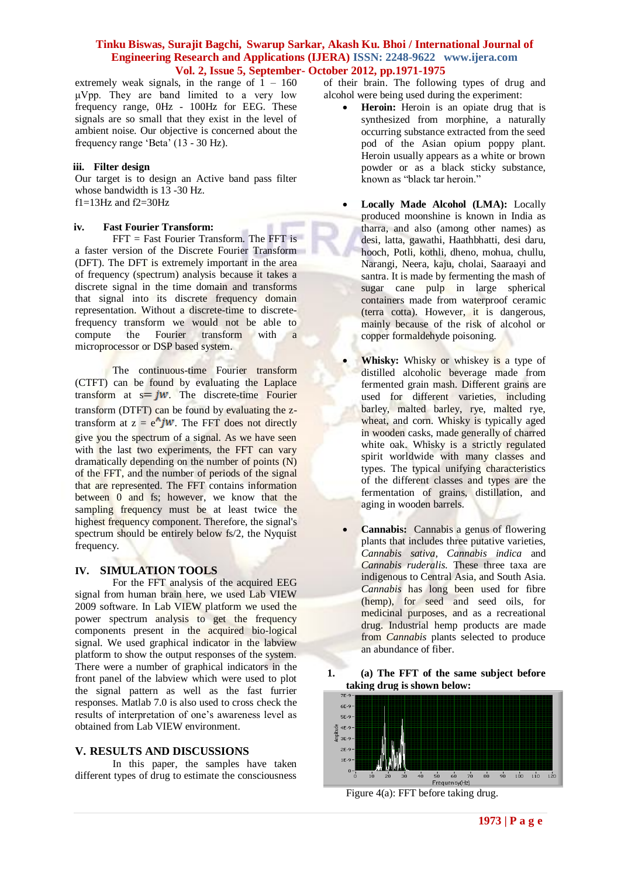extremely weak signals, in the range of 1 – 160 μVpp. They are band limited to a very low frequency range, 0Hz - 100Hz for EEG. These signals are so small that they exist in the level of ambient noise. Our objective is concerned about the frequency range 'Beta' (13 - 30 Hz).

### iii. Filter design

Our target is to design an Active band pass filter whose bandwidth is 13 -30 Hz.
f1=13Hz and f2=30Hz

### iv. Fast Fourier Transform:

FFT = Fast Fourier Transform. The FFT is a faster version of the Discrete Fourier Transform (DFT). The DFT is extremely important in the area of frequency (spectrum) analysis because it takes a discrete signal in the time domain and transforms that signal into its discrete frequency domain representation. Without a discrete-time to discrete-frequency transform we would not be able to compute the Fourier transform with a microprocessor or DSP based system.

The continuous-time Fourier transform (CTFT) can be found by evaluating the Laplace transform at $s = jw$. The discrete-time Fourier transform (DTFT) can be found by evaluating the z-transform at $z = e^{jw}$. The FFT does not directly give you the spectrum of a signal. As we have seen with the last two experiments, the FFT can vary dramatically depending on the number of points (N) of the FFT, and the number of periods of the signal that are represented. The FFT contains information between 0 and fs; however, we know that the sampling frequency must be at least twice the highest frequency component. Therefore, the signal's spectrum should be entirely below fs/2, the Nyquist frequency.

## IV. SIMULATION TOOLS

For the FFT analysis of the acquired EEG signal from human brain here, we used Lab VIEW 2009 software. In Lab VIEW platform we used the power spectrum analysis to get the frequency components present in the acquired bio-logical signal. We used graphical indicator in the labview platform to show the output responses of the system. There were a number of graphical indicators in the front panel of the labview which were used to plot the signal pattern as well as the fast furrier responses. Matlab 7.0 is also used to cross check the results of interpretation of one's awareness level as obtained from Lab VIEW environment.

## V. RESULTS AND DISCUSSIONS

In this paper, the samples have taken different types of drug to estimate the consciousness of their brain. The following types of drug and alcohol were being used during the experiment:

- **Heroin:** Heroin is an opiate drug that is synthesized from morphine, a naturally occurring substance extracted from the seed pod of the Asian opium poppy plant. Heroin usually appears as a white or brown powder or as a black sticky substance, known as "black tar heroin."

- **Locally Made Alcohol (LMA):** Locally produced moonshine is known in India as tharra, and also (among other names) as desi, latta, gawathi, Haathbhatti, desi daru, hooch, Potli, kothli, dheno, mohua, chullu, Narangi, Neera, kaju, cholai, Saaraayi and santra. It is made by fermenting the mash of sugar cane pulp in large spherical containers made from waterproof ceramic (terra cotta). However, it is dangerous, mainly because of the risk of alcohol or copper formaldehyde poisoning.

- **Whisky:** Whisky or whiskey is a type of distilled alcoholic beverage made from fermented grain mash. Different grains are used for different varieties, including barley, malted barley, rye, malted rye, wheat, and corn. Whisky is typically aged in wooden casks, made generally of charred white oak. Whisky is a strictly regulated spirit worldwide with many classes and types. The typical unifying characteristics of the different classes and types are the fermentation of grains, distillation, and aging in wooden barrels.

- **Cannabis:** Cannabis a genus of flowering plants that includes three putative varieties, *Cannabis sativa*, *Cannabis indica* and *Cannabis ruderalis*. These three taxa are indigenous to Central Asia, and South Asia. *Cannabis* has long been used for fibre (hemp), for seed and seed oils, for medicinal purposes, and as a recreational drug. Industrial hemp products are made from *Cannabis* plants selected to produce an abundance of fiber.

**1. (a) The FFT of the same subject before taking drug is shown below:**

Figure 4(a): FFT before taking drug.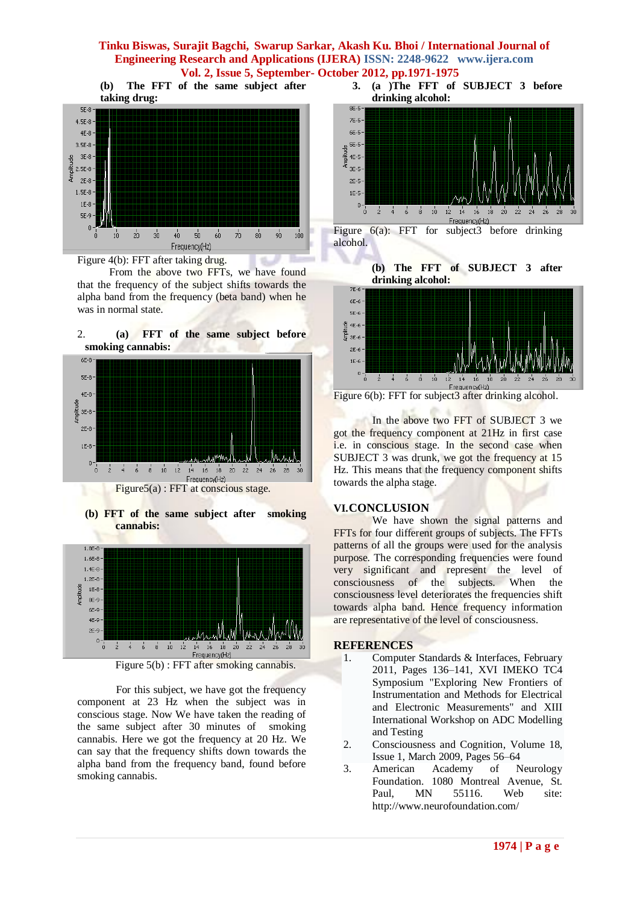**(b) The FFT of the same subject after taking drug:**

Figure 4(b): FFT after taking drug.

From the above two FFTs, we have found that the frequency of the subject shifts towards the alpha band from the frequency (beta band) when he was in normal state.

2. **(a) FFT of the same subject before smoking cannabis:**

Figure5(a) : FFT at conscious stage.

**(b) FFT of the same subject after smoking cannabis:**

Figure 5(b) : FFT after smoking cannabis.

For this subject, we have got the frequency component at 23 Hz when the subject was in conscious stage. Now We have taken the reading of the same subject after 30 minutes of smoking cannabis. Here we got the frequency at 20 Hz. We can say that the frequency shifts down towards the alpha band from the frequency band, found before smoking cannabis.

3. **(a) )The FFT of SUBJECT 3 before drinking alcohol:**

Figure 6(a): FFT for subject3 before drinking alcohol.

**(b) The FFT of SUBJECT 3 after drinking alcohol:**

Figure 6(b): FFT for subject3 after drinking alcohol.

In the above two FFT of SUBJECT 3 we got the frequency component at 21Hz in first case i.e. in conscious stage. In the second case when SUBJECT 3 was drunk, we got the frequency at 15 Hz. This means that the frequency component shifts towards the alpha stage.

## VI. CONCLUSION

We have shown the signal patterns and FFTs for four different groups of subjects. The FFTs patterns of all the groups were used for the analysis purpose. The corresponding frequencies were found very significant and represent the level of consciousness of the subjects. When the consciousness level deteriorates the frequencies shift towards alpha band. Hence frequency information are representative of the level of consciousness.

## REFERENCES

1. Computer Standards & Interfaces, February 2011, Pages 136–141, XVI IMEKO TC4 Symposium "Exploring New Frontiers of Instrumentation and Methods for Electrical and Electronic Measurements" and XIII International Workshop on ADC Modelling and Testing
2. Consciousness and Cognition, Volume 18, Issue 1, March 2009, Pages 56–64
3. American Academy of Neurology Foundation. 1080 Montreal Avenue, St. Paul, MN 55116. Web site: http://www.neurofoundation.com/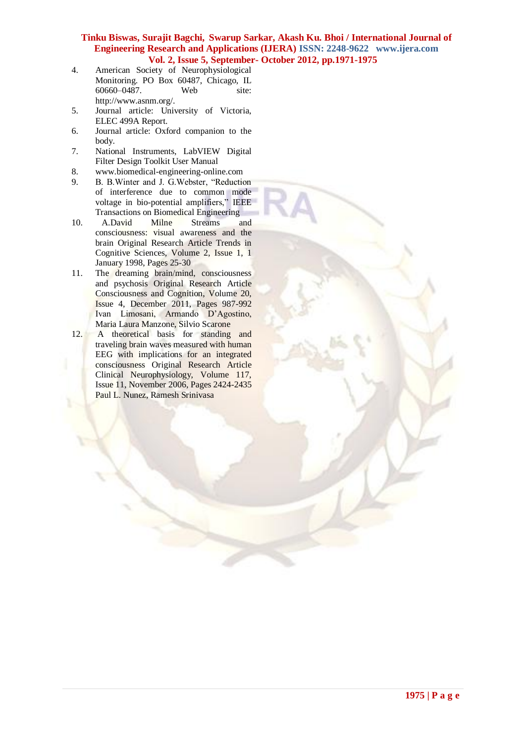4. American Society of Neurophysiological Monitoring. PO Box 60487, Chicago, IL 60660–0487. Web site: http://www.asnm.org/.
5. Journal article: University of Victoria, ELEC 499A Report.
6. Journal article: Oxford companion to the body.
7. National Instruments, LabVIEW Digital Filter Design Toolkit User Manual
8. www.biomedical-engineering-online.com
9. B. B.Winter and J. G.Webster, "Reduction of interference due to common mode voltage in bio-potential amplifiers," IEEE Transactions on Biomedical Engineering
10. A.David Milne Streams and consciousness: visual awareness and the brain Original Research Article Trends in Cognitive Sciences, Volume 2, Issue 1, 1 January 1998, Pages 25-30
11. The dreaming brain/mind, consciousness and psychosis Original Research Article Consciousness and Cognition, Volume 20, Issue 4, December 2011, Pages 987-992 Ivan Limosani, Armando D'Agostino, Maria Laura Manzone, Silvio Scarone
12. A theoretical basis for standing and traveling brain waves measured with human EEG with implications for an integrated consciousness Original Research Article Clinical Neurophysiology, Volume 117, Issue 11, November 2006, Pages 2424-2435 Paul L. Nunez, Ramesh Srinivasa